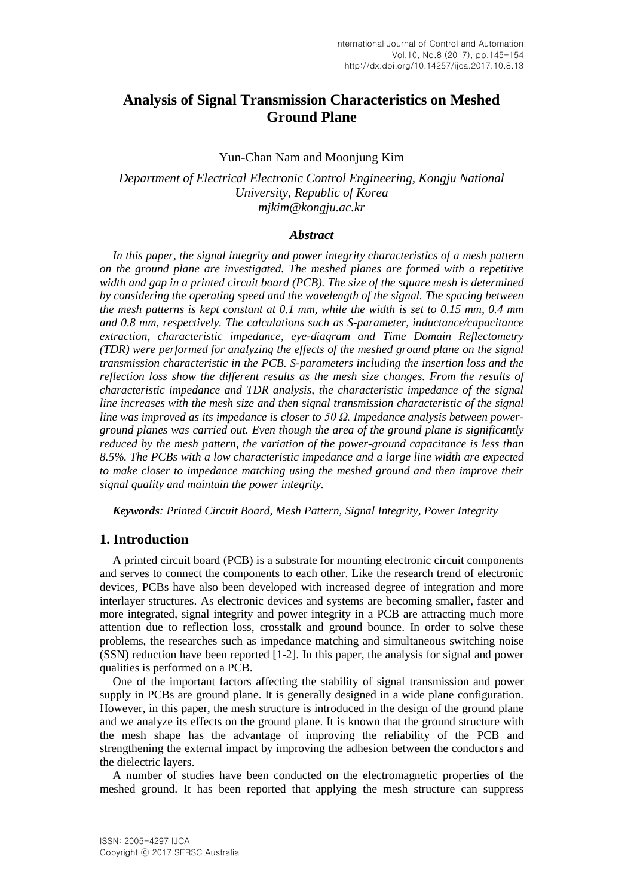# Analysis of Signal Transmission Characteristics on Meshed Ground Plane

Yun-Chan Nam and Moonjung Kim

*Department of Electrical Electronic Control Engineering, Kongju National University, Republic of Korea*
*mjkim@kongju.ac.kr*

### *Abstract*

*In this paper, the signal integrity and power integrity characteristics of a mesh pattern on the ground plane are investigated. The meshed planes are formed with a repetitive width and gap in a printed circuit board (PCB). The size of the square mesh is determined by considering the operating speed and the wavelength of the signal. The spacing between the mesh patterns is kept constant at 0.1 mm, while the width is set to 0.15 mm, 0.4 mm and 0.8 mm, respectively. The calculations such as S-parameter, inductance/capacitance extraction, characteristic impedance, eye-diagram and Time Domain Reflectometry (TDR) were performed for analyzing the effects of the meshed ground plane on the signal transmission characteristic in the PCB. S-parameters including the insertion loss and the reflection loss show the different results as the mesh size changes. From the results of characteristic impedance and TDR analysis, the characteristic impedance of the signal line increases with the mesh size and then signal transmission characteristic of the signal line was improved as its impedance is closer to 50 Ω. Impedance analysis between power-ground planes was carried out. Even though the area of the ground plane is significantly reduced by the mesh pattern, the variation of the power-ground capacitance is less than 8.5%. The PCBs with a low characteristic impedance and a large line width are expected to make closer to impedance matching using the meshed ground and then improve their signal quality and maintain the power integrity.*

***Keywords**: Printed Circuit Board, Mesh Pattern, Signal Integrity, Power Integrity*

## 1. Introduction

A printed circuit board (PCB) is a substrate for mounting electronic circuit components and serves to connect the components to each other. Like the research trend of electronic devices, PCBs have also been developed with increased degree of integration and more interlayer structures. As electronic devices and systems are becoming smaller, faster and more integrated, signal integrity and power integrity in a PCB are attracting much more attention due to reflection loss, crosstalk and ground bounce. In order to solve these problems, the researches such as impedance matching and simultaneous switching noise (SSN) reduction have been reported [1-2]. In this paper, the analysis for signal and power qualities is performed on a PCB.

One of the important factors affecting the stability of signal transmission and power supply in PCBs are ground plane. It is generally designed in a wide plane configuration. However, in this paper, the mesh structure is introduced in the design of the ground plane and we analyze its effects on the ground plane. It is known that the ground structure with the mesh shape has the advantage of improving the reliability of the PCB and strengthening the external impact by improving the adhesion between the conductors and the dielectric layers.

A number of studies have been conducted on the electromagnetic properties of the meshed ground. It has been reported that applying the mesh structure can suppress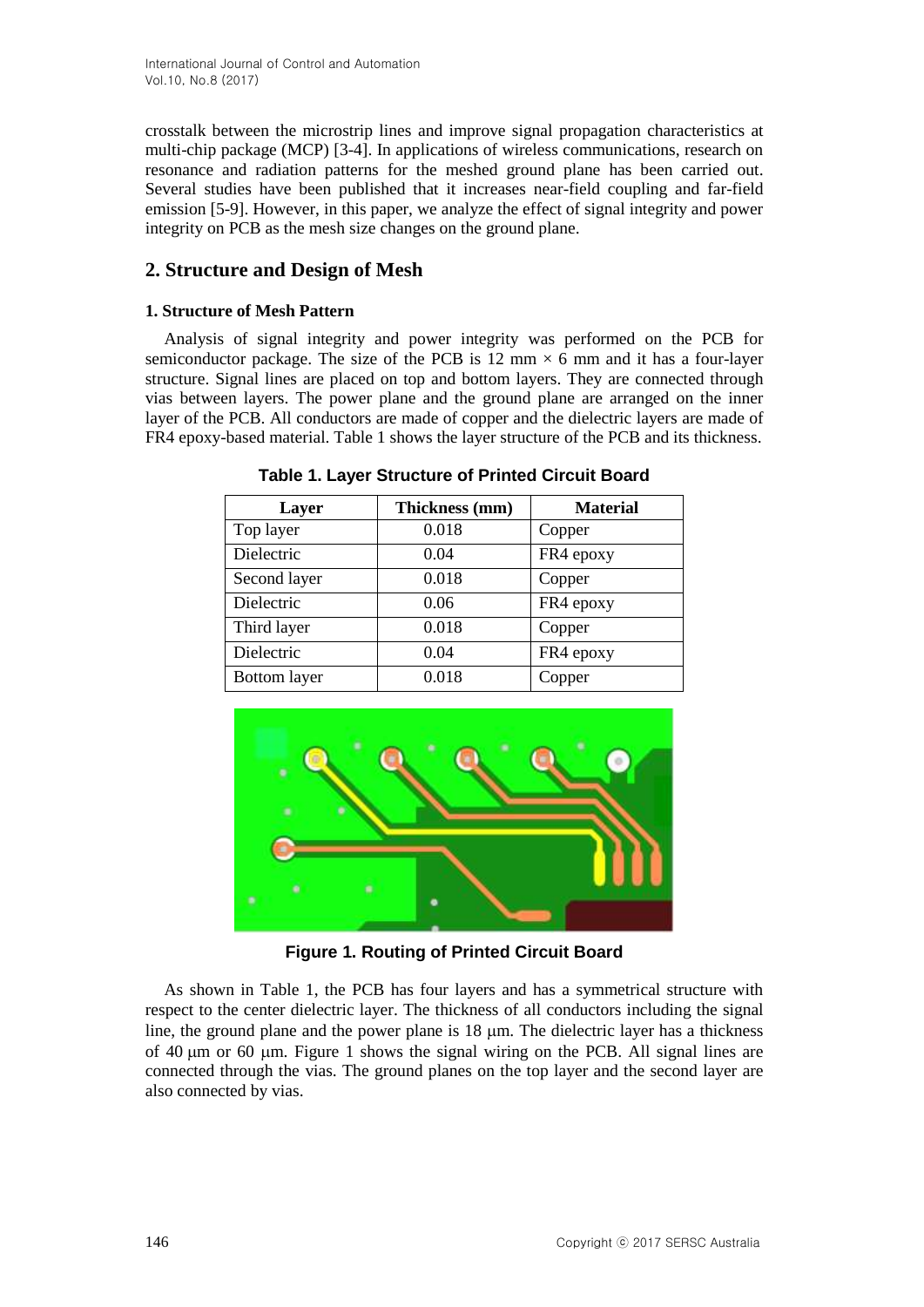crosstalk between the microstrip lines and improve signal propagation characteristics at multi-chip package (MCP) [3-4]. In applications of wireless communications, research on resonance and radiation patterns for the meshed ground plane has been carried out. Several studies have been published that it increases near-field coupling and far-field emission [5-9]. However, in this paper, we analyze the effect of signal integrity and power integrity on PCB as the mesh size changes on the ground plane.

## 2. Structure and Design of Mesh

### 1. Structure of Mesh Pattern

Analysis of signal integrity and power integrity was performed on the PCB for semiconductor package. The size of the PCB is 12 mm × 6 mm and it has a four-layer structure. Signal lines are placed on top and bottom layers. They are connected through vias between layers. The power plane and the ground plane are arranged on the inner layer of the PCB. All conductors are made of copper and the dielectric layers are made of FR4 epoxy-based material. Table 1 shows the layer structure of the PCB and its thickness.

**Table 1. Layer Structure of Printed Circuit Board**

| Layer | Thickness (mm) | Material |
|---|---|---|
| Top layer | 0.018 | Copper |
| Dielectric | 0.04 | FR4 epoxy |
| Second layer | 0.018 | Copper |
| Dielectric | 0.06 | FR4 epoxy |
| Third layer | 0.018 | Copper |
| Dielectric | 0.04 | FR4 epoxy |
| Bottom layer | 0.018 | Copper |

**Figure 1. Routing of Printed Circuit Board**

As shown in Table 1, the PCB has four layers and has a symmetrical structure with respect to the center dielectric layer. The thickness of all conductors including the signal line, the ground plane and the power plane is 18 μm. The dielectric layer has a thickness of 40 μm or 60 μm. Figure 1 shows the signal wiring on the PCB. All signal lines are connected through the vias. The ground planes on the top layer and the second layer are also connected by vias.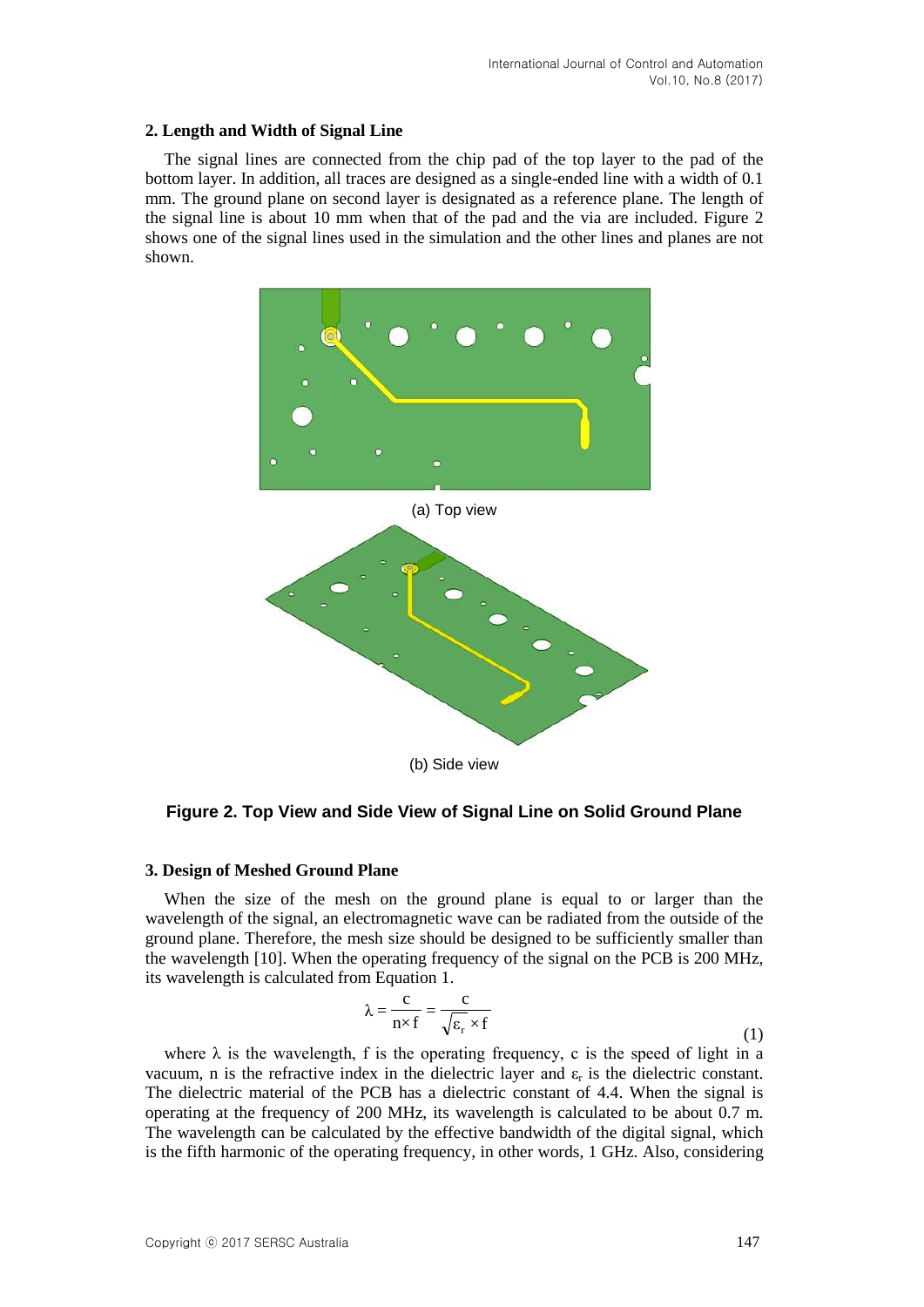## 2. Length and Width of Signal Line

The signal lines are connected from the chip pad of the top layer to the pad of the bottom layer. In addition, all traces are designed as a single-ended line with a width of 0.1 mm. The ground plane on second layer is designated as a reference plane. The length of the signal line is about 10 mm when that of the pad and the via are included. Figure 2 shows one of the signal lines used in the simulation and the other lines and planes are not shown.

(a) Top view

(b) Side view

**Figure 2. Top View and Side View of Signal Line on Solid Ground Plane**

## 3. Design of Meshed Ground Plane

When the size of the mesh on the ground plane is equal to or larger than the wavelength of the signal, an electromagnetic wave can be radiated from the outside of the ground plane. Therefore, the mesh size should be designed to be sufficiently smaller than the wavelength [10]. When the operating frequency of the signal on the PCB is 200 MHz, its wavelength is calculated from Equation 1.

$$\lambda = \frac{c}{n \times f} = \frac{c}{\sqrt{\varepsilon_r} \times f} \tag{1}$$

where $\lambda$ is the wavelength, f is the operating frequency, c is the speed of light in a vacuum, n is the refractive index in the dielectric layer and $\varepsilon_r$ is the dielectric constant. The dielectric material of the PCB has a dielectric constant of 4.4. When the signal is operating at the frequency of 200 MHz, its wavelength is calculated to be about 0.7 m. The wavelength can be calculated by the effective bandwidth of the digital signal, which is the fifth harmonic of the operating frequency, in other words, 1 GHz. Also, considering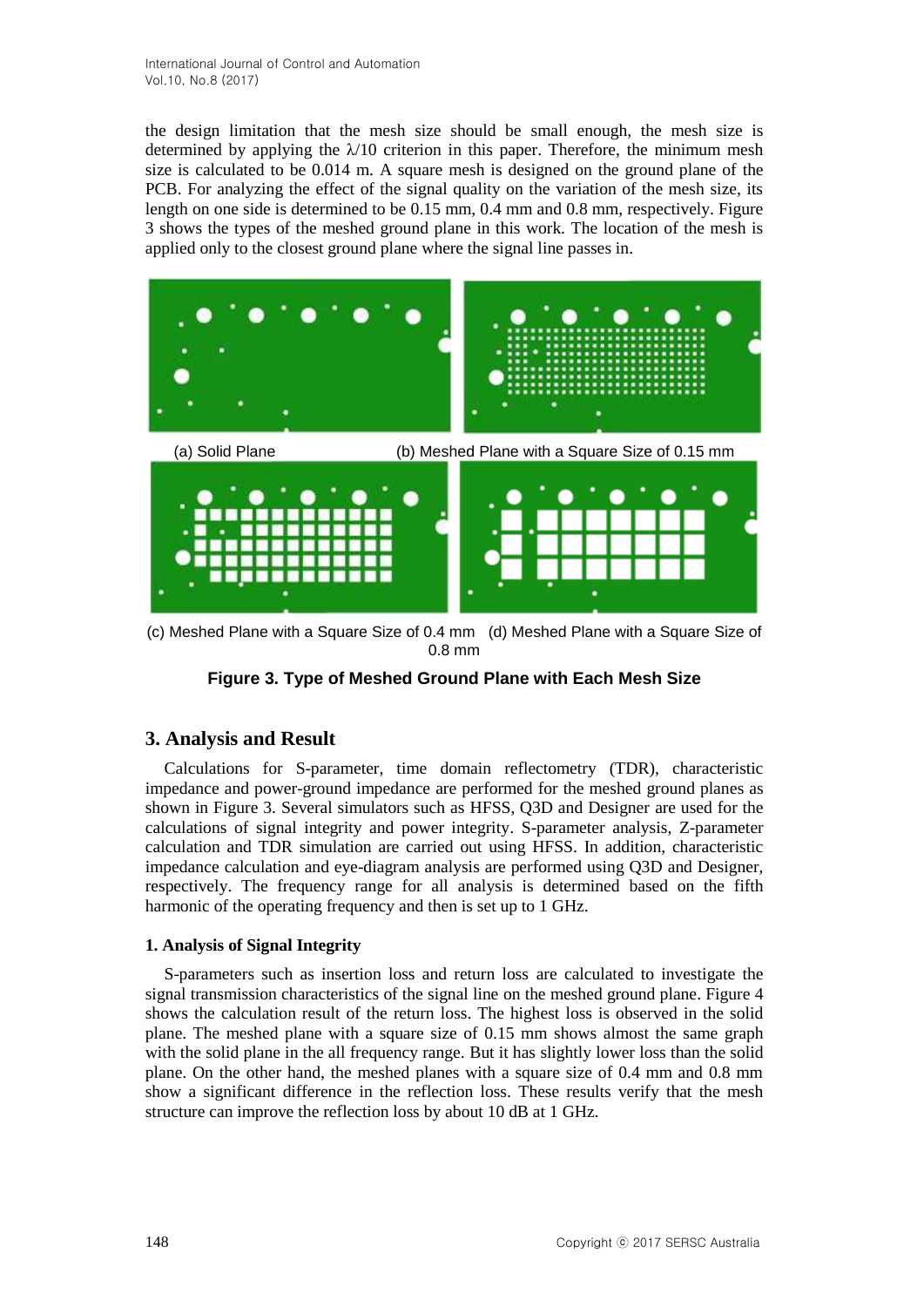the design limitation that the mesh size should be small enough, the mesh size is determined by applying the $\lambda/10$ criterion in this paper. Therefore, the minimum mesh size is calculated to be 0.014 m. A square mesh is designed on the ground plane of the PCB. For analyzing the effect of the signal quality on the variation of the mesh size, its length on one side is determined to be 0.15 mm, 0.4 mm and 0.8 mm, respectively. Figure 3 shows the types of the meshed ground plane in this work. The location of the mesh is applied only to the closest ground plane where the signal line passes in.

(a) Solid Plane (b) Meshed Plane with a Square Size of 0.15 mm

(c) Meshed Plane with a Square Size of 0.4 mm (d) Meshed Plane with a Square Size of 0.8 mm

**Figure 3. Type of Meshed Ground Plane with Each Mesh Size**

## 3. Analysis and Result

Calculations for S-parameter, time domain reflectometry (TDR), characteristic impedance and power-ground impedance are performed for the meshed ground planes as shown in Figure 3. Several simulators such as HFSS, Q3D and Designer are used for the calculations of signal integrity and power integrity. S-parameter analysis, Z-parameter calculation and TDR simulation are carried out using HFSS. In addition, characteristic impedance calculation and eye-diagram analysis are performed using Q3D and Designer, respectively. The frequency range for all analysis is determined based on the fifth harmonic of the operating frequency and then is set up to 1 GHz.

### 1. Analysis of Signal Integrity

S-parameters such as insertion loss and return loss are calculated to investigate the signal transmission characteristics of the signal line on the meshed ground plane. Figure 4 shows the calculation result of the return loss. The highest loss is observed in the solid plane. The meshed plane with a square size of 0.15 mm shows almost the same graph with the solid plane in the all frequency range. But it has slightly lower loss than the solid plane. On the other hand, the meshed planes with a square size of 0.4 mm and 0.8 mm show a significant difference in the reflection loss. These results verify that the mesh structure can improve the reflection loss by about 10 dB at 1 GHz.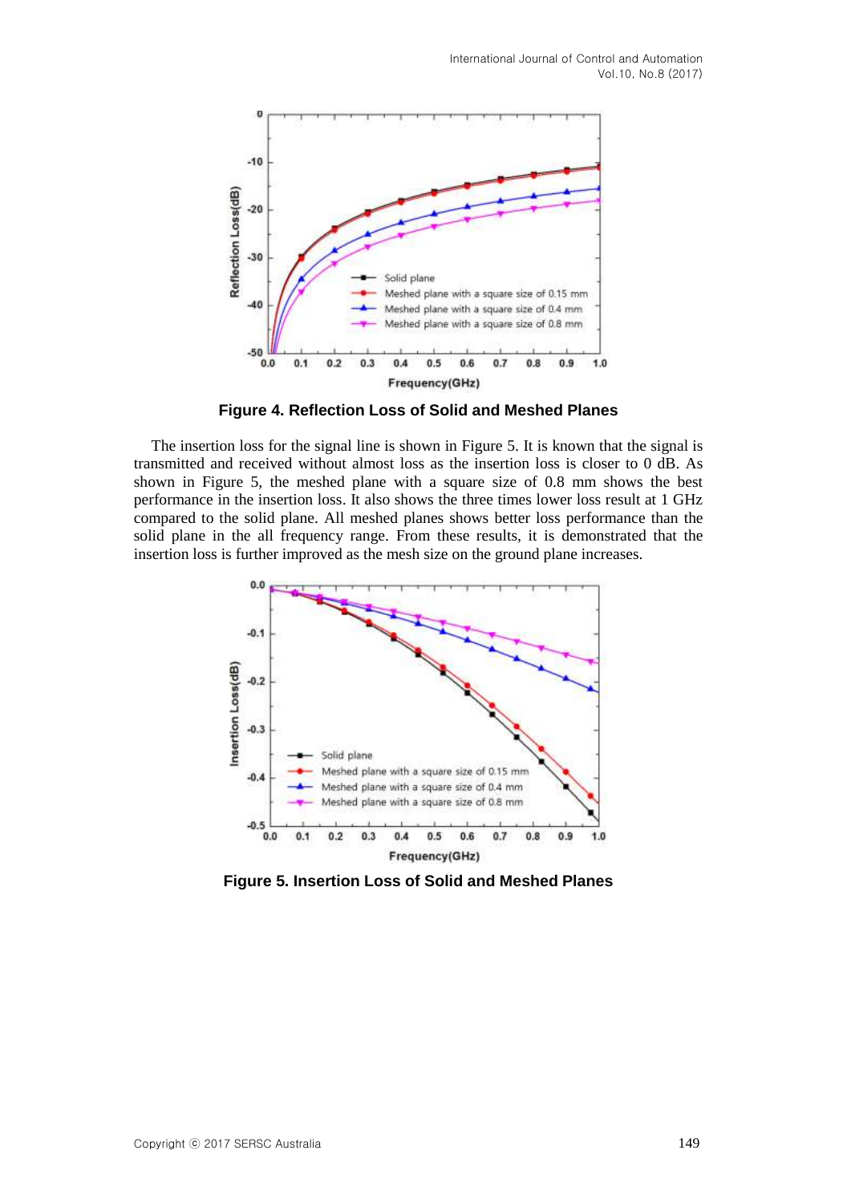**Figure 4. Reflection Loss of Solid and Meshed Planes**

The insertion loss for the signal line is shown in Figure 5. It is known that the signal is transmitted and received without almost loss as the insertion loss is closer to 0 dB. As shown in Figure 5, the meshed plane with a square size of 0.8 mm shows the best performance in the insertion loss. It also shows the three times lower loss result at 1 GHz compared to the solid plane. All meshed planes shows better loss performance than the solid plane in the all frequency range. From these results, it is demonstrated that the insertion loss is further improved as the mesh size on the ground plane increases.

**Figure 5. Insertion Loss of Solid and Meshed Planes**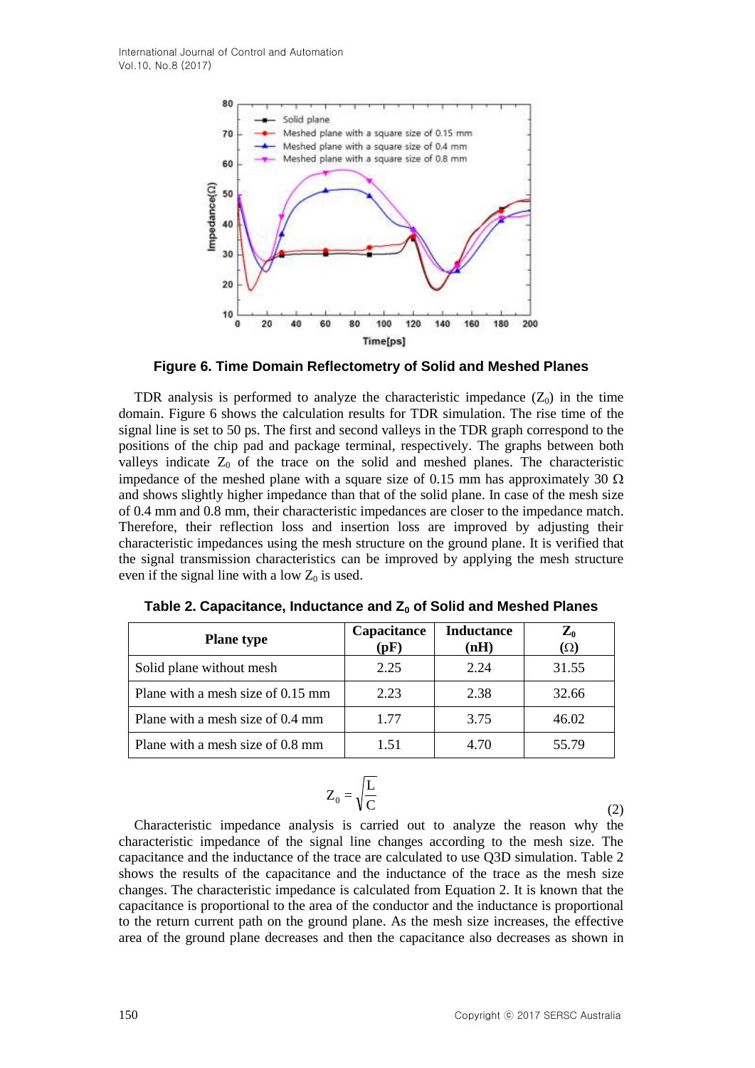**Figure 6. Time Domain Reflectometry of Solid and Meshed Planes**

TDR analysis is performed to analyze the characteristic impedance ($Z_0$) in the time domain. Figure 6 shows the calculation results for TDR simulation. The rise time of the signal line is set to 50 ps. The first and second valleys in the TDR graph correspond to the positions of the chip pad and package terminal, respectively. The graphs between both valleys indicate $Z_0$ of the trace on the solid and meshed planes. The characteristic impedance of the meshed plane with a square size of 0.15 mm has approximately 30 Ω and shows slightly higher impedance than that of the solid plane. In case of the mesh size of 0.4 mm and 0.8 mm, their characteristic impedances are closer to the impedance match. Therefore, their reflection loss and insertion loss are improved by adjusting their characteristic impedances using the mesh structure on the ground plane. It is verified that the signal transmission characteristics can be improved by applying the mesh structure even if the signal line with a low $Z_0$ is used.

**Table 2. Capacitance, Inductance and $Z_0$ of Solid and Meshed Planes**

| Plane type | Capacitance (pF) | Inductance (nH) | $Z_0$ (Ω) |
|---|---|---|---|
| Solid plane without mesh | 2.25 | 2.24 | 31.55 |
| Plane with a mesh size of 0.15 mm | 2.23 | 2.38 | 32.66 |
| Plane with a mesh size of 0.4 mm | 1.77 | 3.75 | 46.02 |
| Plane with a mesh size of 0.8 mm | 1.51 | 4.70 | 55.79 |

$$Z_0 = \sqrt{\frac{L}{C}} \tag{2}$$

Characteristic impedance analysis is carried out to analyze the reason why the characteristic impedance of the signal line changes according to the mesh size. The capacitance and the inductance of the trace are calculated to use Q3D simulation. Table 2 shows the results of the capacitance and the inductance of the trace as the mesh size changes. The characteristic impedance is calculated from Equation 2. It is known that the capacitance is proportional to the area of the conductor and the inductance is proportional to the return current path on the ground plane. As the mesh size increases, the effective area of the ground plane decreases and then the capacitance also decreases as shown in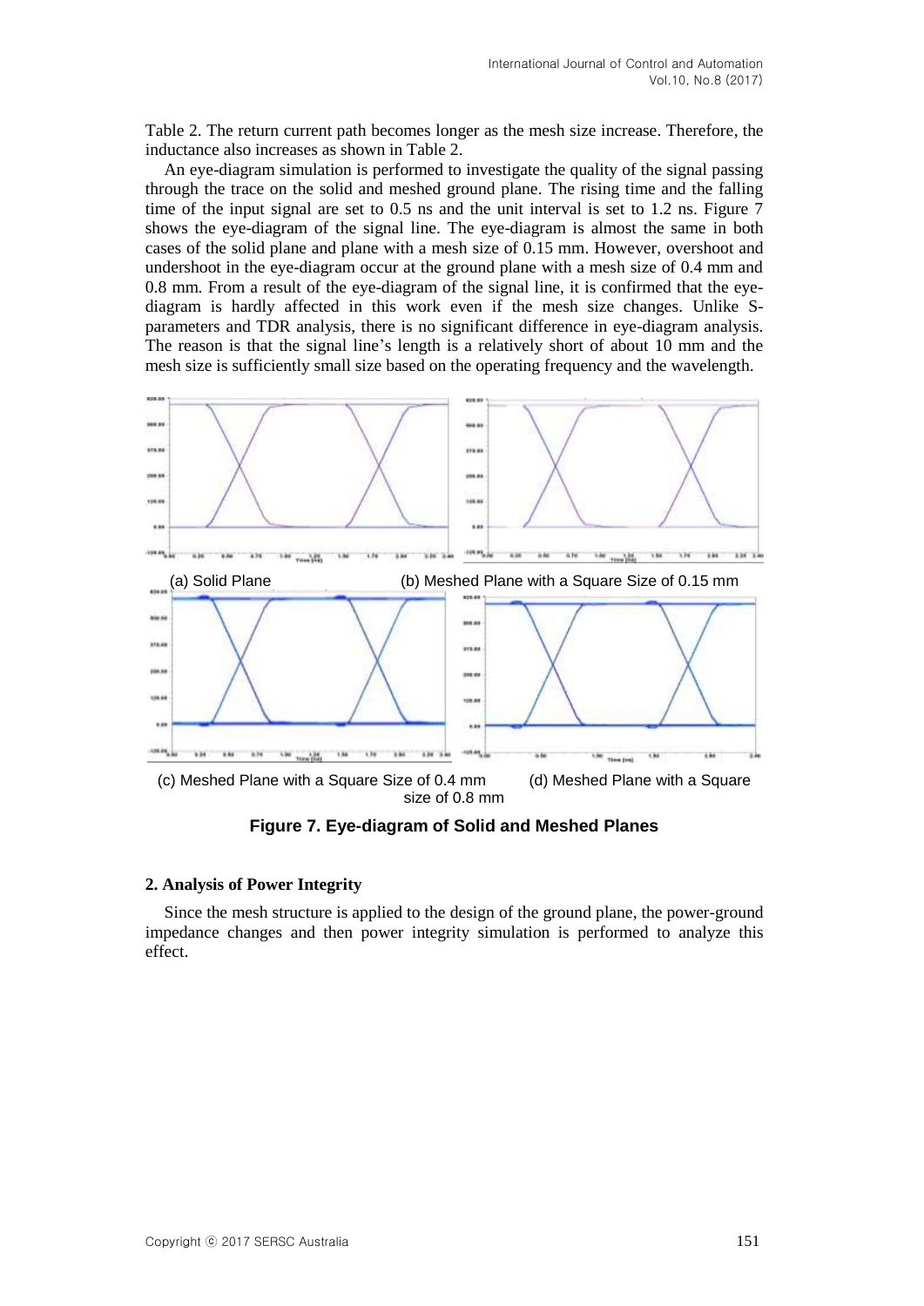Table 2. The return current path becomes longer as the mesh size increase. Therefore, the inductance also increases as shown in Table 2.

An eye-diagram simulation is performed to investigate the quality of the signal passing through the trace on the solid and meshed ground plane. The rising time and the falling time of the input signal are set to 0.5 ns and the unit interval is set to 1.2 ns. Figure 7 shows the eye-diagram of the signal line. The eye-diagram is almost the same in both cases of the solid plane and plane with a mesh size of 0.15 mm. However, overshoot and undershoot in the eye-diagram occur at the ground plane with a mesh size of 0.4 mm and 0.8 mm. From a result of the eye-diagram of the signal line, it is confirmed that the eye-diagram is hardly affected in this work even if the mesh size changes. Unlike S-parameters and TDR analysis, there is no significant difference in eye-diagram analysis. The reason is that the signal line's length is a relatively short of about 10 mm and the mesh size is sufficiently small size based on the operating frequency and the wavelength.

(a) Solid Plane (b) Meshed Plane with a Square Size of 0.15 mm

(c) Meshed Plane with a Square Size of 0.4 mm (d) Meshed Plane with a Square size of 0.8 mm

**Figure 7. Eye-diagram of Solid and Meshed Planes**

**2. Analysis of Power Integrity**

Since the mesh structure is applied to the design of the ground plane, the power-ground impedance changes and then power integrity simulation is performed to analyze this effect.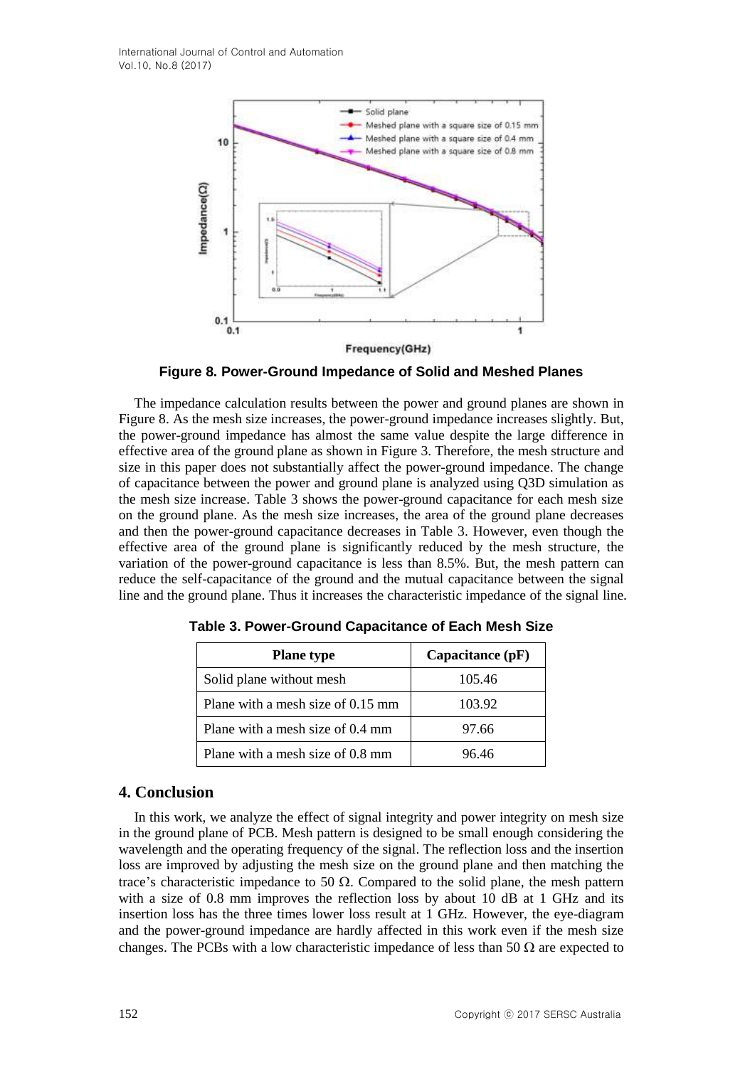**Figure 8. Power-Ground Impedance of Solid and Meshed Planes**

The impedance calculation results between the power and ground planes are shown in Figure 8. As the mesh size increases, the power-ground impedance increases slightly. But, the power-ground impedance has almost the same value despite the large difference in effective area of the ground plane as shown in Figure 3. Therefore, the mesh structure and size in this paper does not substantially affect the power-ground impedance. The change of capacitance between the power and ground plane is analyzed using Q3D simulation as the mesh size increase. Table 3 shows the power-ground capacitance for each mesh size on the ground plane. As the mesh size increases, the area of the ground plane decreases and then the power-ground capacitance decreases in Table 3. However, even though the effective area of the ground plane is significantly reduced by the mesh structure, the variation of the power-ground capacitance is less than 8.5%. But, the mesh pattern can reduce the self-capacitance of the ground and the mutual capacitance between the signal line and the ground plane. Thus it increases the characteristic impedance of the signal line.

**Table 3. Power-Ground Capacitance of Each Mesh Size**

| Plane type | Capacitance (pF) |
|---|---|
| Solid plane without mesh | 105.46 |
| Plane with a mesh size of 0.15 mm | 103.92 |
| Plane with a mesh size of 0.4 mm | 97.66 |
| Plane with a mesh size of 0.8 mm | 96.46 |

## 4. Conclusion

In this work, we analyze the effect of signal integrity and power integrity on mesh size in the ground plane of PCB. Mesh pattern is designed to be small enough considering the wavelength and the operating frequency of the signal. The reflection loss and the insertion loss are improved by adjusting the mesh size on the ground plane and then matching the trace's characteristic impedance to 50 Ω. Compared to the solid plane, the mesh pattern with a size of 0.8 mm improves the reflection loss by about 10 dB at 1 GHz and its insertion loss has the three times lower loss result at 1 GHz. However, the eye-diagram and the power-ground impedance are hardly affected in this work even if the mesh size changes. The PCBs with a low characteristic impedance of less than 50 Ω are expected to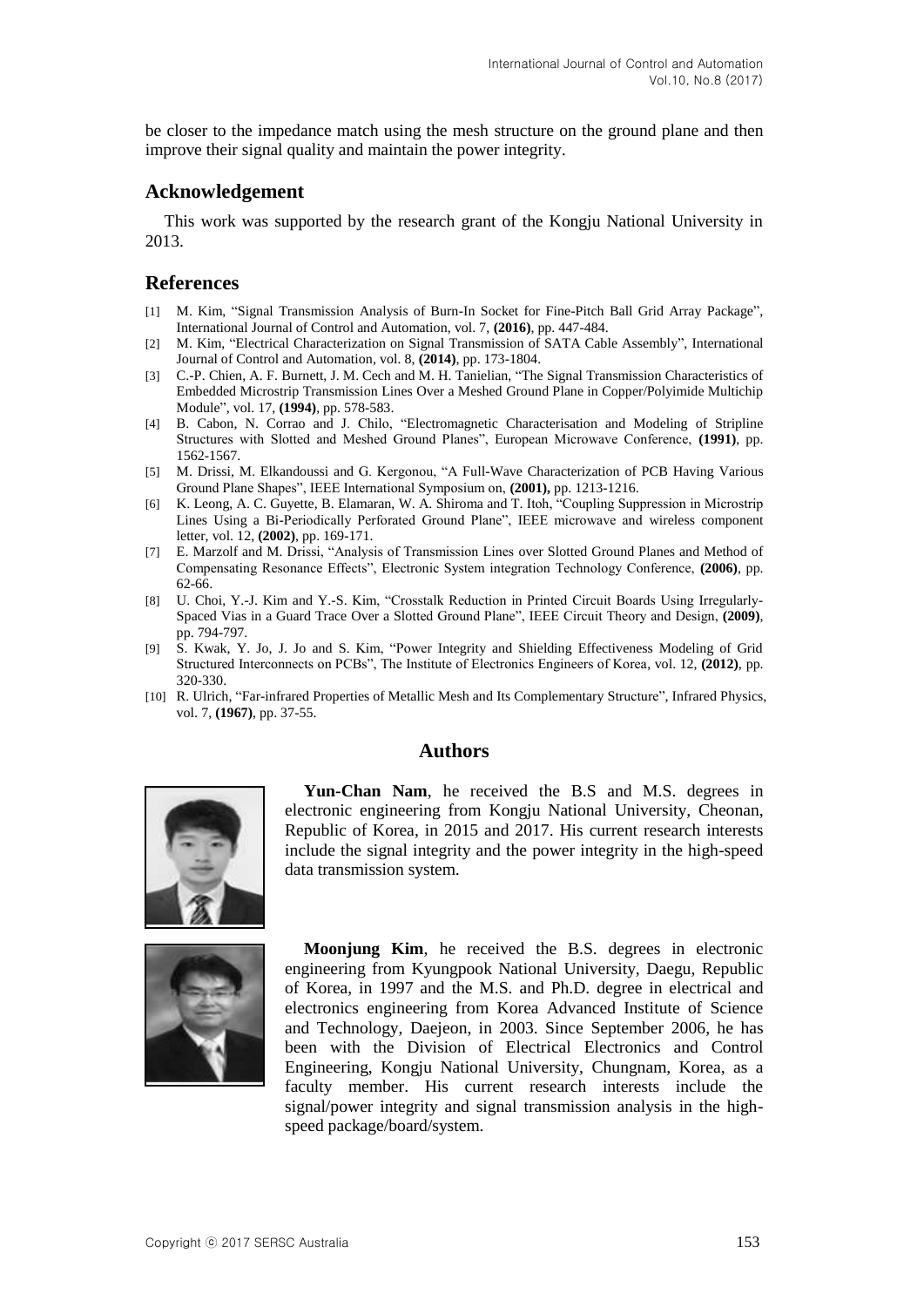be closer to the impedance match using the mesh structure on the ground plane and then improve their signal quality and maintain the power integrity.

## Acknowledgement

This work was supported by the research grant of the Kongju National University in 2013.

## References

[1] M. Kim, "Signal Transmission Analysis of Burn-In Socket for Fine-Pitch Ball Grid Array Package", International Journal of Control and Automation, vol. 7, **(2016)**, pp. 447-484.

[2] M. Kim, "Electrical Characterization on Signal Transmission of SATA Cable Assembly", International Journal of Control and Automation, vol. 8, **(2014)**, pp. 173-1804.

[3] C.-P. Chien, A. F. Burnett, J. M. Cech and M. H. Tanielian, "The Signal Transmission Characteristics of Embedded Microstrip Transmission Lines Over a Meshed Ground Plane in Copper/Polyimide Multichip Module", vol. 17, **(1994)**, pp. 578-583.

[4] B. Cabon, N. Corrao and J. Chilo, "Electromagnetic Characterisation and Modeling of Stripline Structures with Slotted and Meshed Ground Planes", European Microwave Conference, **(1991)**, pp. 1562-1567.

[5] M. Drissi, M. Elkandoussi and G. Kergonou, "A Full-Wave Characterization of PCB Having Various Ground Plane Shapes", IEEE International Symposium on, **(2001),** pp. 1213-1216.

[6] K. Leong, A. C. Guyette, B. Elamaran, W. A. Shiroma and T. Itoh, "Coupling Suppression in Microstrip Lines Using a Bi-Periodically Perforated Ground Plane", IEEE microwave and wireless component letter, vol. 12, **(2002)**, pp. 169-171.

[7] E. Marzolf and M. Drissi, "Analysis of Transmission Lines over Slotted Ground Planes and Method of Compensating Resonance Effects", Electronic System integration Technology Conference, **(2006)**, pp. 62-66.

[8] U. Choi, Y.-J. Kim and Y.-S. Kim, "Crosstalk Reduction in Printed Circuit Boards Using Irregularly-Spaced Vias in a Guard Trace Over a Slotted Ground Plane", IEEE Circuit Theory and Design, **(2009)**, pp. 794-797.

[9] S. Kwak, Y. Jo, J. Jo and S. Kim, "Power Integrity and Shielding Effectiveness Modeling of Grid Structured Interconnects on PCBs", The Institute of Electronics Engineers of Korea, vol. 12, **(2012)**, pp. 320-330.

[10] R. Ulrich, "Far-infrared Properties of Metallic Mesh and Its Complementary Structure", Infrared Physics, vol. 7, **(1967)**, pp. 37-55.

## Authors

**Yun-Chan Nam**, he received the B.S and M.S. degrees in electronic engineering from Kongju National University, Cheonan, Republic of Korea, in 2015 and 2017. His current research interests include the signal integrity and the power integrity in the high-speed data transmission system.

**Moonjung Kim**, he received the B.S. degrees in electronic engineering from Kyungpook National University, Daegu, Republic of Korea, in 1997 and the M.S. and Ph.D. degree in electrical and electronics engineering from Korea Advanced Institute of Science and Technology, Daejeon, in 2003. Since September 2006, he has been with the Division of Electrical Electronics and Control Engineering, Kongju National University, Chungnam, Korea, as a faculty member. His current research interests include the signal/power integrity and signal transmission analysis in the high-speed package/board/system.